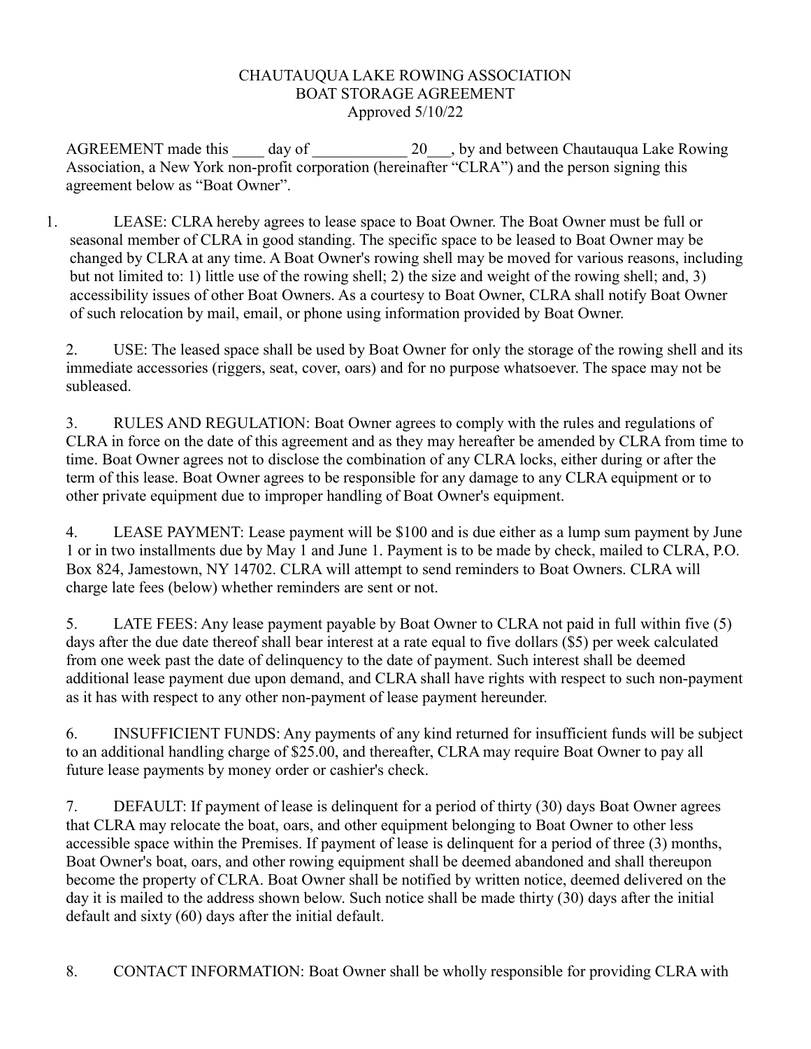# CHAUTAUQUA LAKE ROWING ASSOCIATION
## BOAT STORAGE AGREEMENT
Approved 5/10/22

AGREEMENT made this ____ day of ____________ 20___, by and between Chautauqua Lake Rowing Association, a New York non-profit corporation (hereinafter "CLRA") and the person signing this agreement below as "Boat Owner".

1. LEASE: CLRA hereby agrees to lease space to Boat Owner. The Boat Owner must be full or seasonal member of CLRA in good standing. The specific space to be leased to Boat Owner may be changed by CLRA at any time. A Boat Owner's rowing shell may be moved for various reasons, including but not limited to: 1) little use of the rowing shell; 2) the size and weight of the rowing shell; and, 3) accessibility issues of other Boat Owners. As a courtesy to Boat Owner, CLRA shall notify Boat Owner of such relocation by mail, email, or phone using information provided by Boat Owner.

2. USE: The leased space shall be used by Boat Owner for only the storage of the rowing shell and its immediate accessories (riggers, seat, cover, oars) and for no purpose whatsoever. The space may not be subleased.

3. RULES AND REGULATION: Boat Owner agrees to comply with the rules and regulations of CLRA in force on the date of this agreement and as they may hereafter be amended by CLRA from time to time. Boat Owner agrees not to disclose the combination of any CLRA locks, either during or after the term of this lease. Boat Owner agrees to be responsible for any damage to any CLRA equipment or to other private equipment due to improper handling of Boat Owner's equipment.

4. LEASE PAYMENT: Lease payment will be $100 and is due either as a lump sum payment by June 1 or in two installments due by May 1 and June 1. Payment is to be made by check, mailed to CLRA, P.O. Box 824, Jamestown, NY 14702. CLRA will attempt to send reminders to Boat Owners. CLRA will charge late fees (below) whether reminders are sent or not.

5. LATE FEES: Any lease payment payable by Boat Owner to CLRA not paid in full within five (5) days after the due date thereof shall bear interest at a rate equal to five dollars ($5) per week calculated from one week past the date of delinquency to the date of payment. Such interest shall be deemed additional lease payment due upon demand, and CLRA shall have rights with respect to such non-payment as it has with respect to any other non-payment of lease payment hereunder.

6. INSUFFICIENT FUNDS: Any payments of any kind returned for insufficient funds will be subject to an additional handling charge of $25.00, and thereafter, CLRA may require Boat Owner to pay all future lease payments by money order or cashier's check.

7. DEFAULT: If payment of lease is delinquent for a period of thirty (30) days Boat Owner agrees that CLRA may relocate the boat, oars, and other equipment belonging to Boat Owner to other less accessible space within the Premises. If payment of lease is delinquent for a period of three (3) months, Boat Owner's boat, oars, and other rowing equipment shall be deemed abandoned and shall thereupon become the property of CLRA. Boat Owner shall be notified by written notice, deemed delivered on the day it is mailed to the address shown below. Such notice shall be made thirty (30) days after the initial default and sixty (60) days after the initial default.

8. CONTACT INFORMATION: Boat Owner shall be wholly responsible for providing CLRA with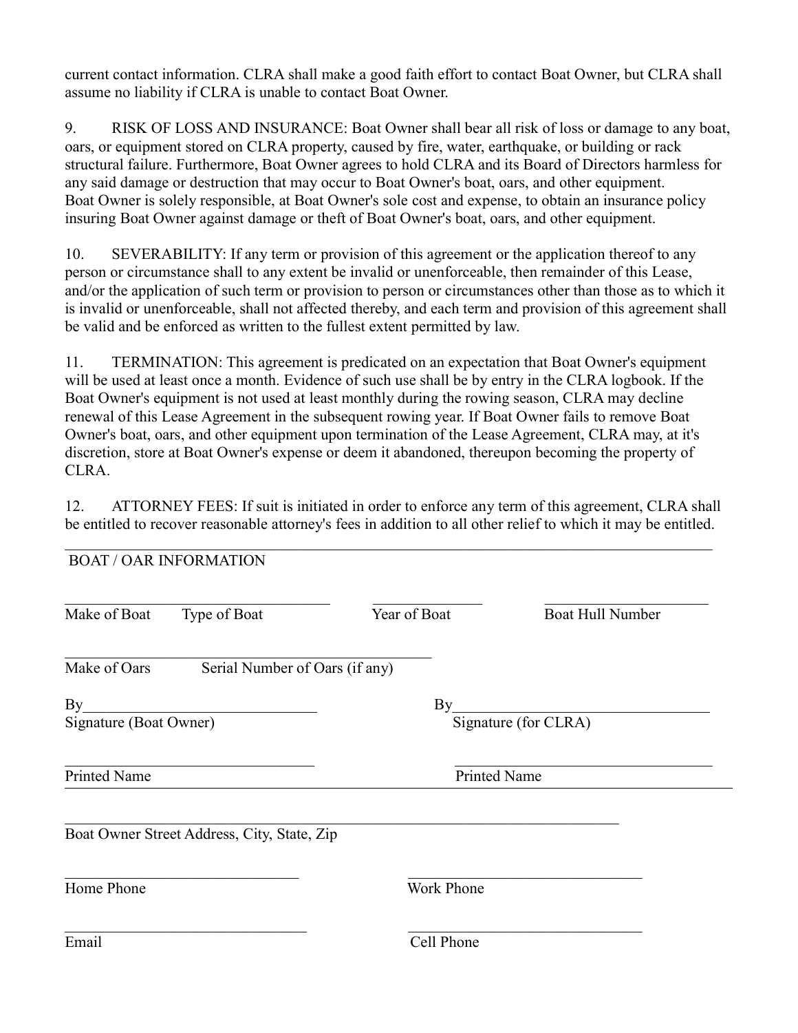current contact information. CLRA shall make a good faith effort to contact Boat Owner, but CLRA shall assume no liability if CLRA is unable to contact Boat Owner.

9. RISK OF LOSS AND INSURANCE: Boat Owner shall bear all risk of loss or damage to any boat, oars, or equipment stored on CLRA property, caused by fire, water, earthquake, or building or rack structural failure. Furthermore, Boat Owner agrees to hold CLRA and its Board of Directors harmless for any said damage or destruction that may occur to Boat Owner's boat, oars, and other equipment. Boat Owner is solely responsible, at Boat Owner's sole cost and expense, to obtain an insurance policy insuring Boat Owner against damage or theft of Boat Owner's boat, oars, and other equipment.

10. SEVERABILITY: If any term or provision of this agreement or the application thereof to any person or circumstance shall to any extent be invalid or unenforceable, then remainder of this Lease, and/or the application of such term or provision to person or circumstances other than those as to which it is invalid or unenforceable, shall not affected thereby, and each term and provision of this agreement shall be valid and be enforced as written to the fullest extent permitted by law.

11. TERMINATION: This agreement is predicated on an expectation that Boat Owner's equipment will be used at least once a month. Evidence of such use shall be by entry in the CLRA logbook. If the Boat Owner's equipment is not used at least monthly during the rowing season, CLRA may decline renewal of this Lease Agreement in the subsequent rowing year. If Boat Owner fails to remove Boat Owner's boat, oars, and other equipment upon termination of the Lease Agreement, CLRA may, at it's discretion, store at Boat Owner's expense or deem it abandoned, thereupon becoming the property of CLRA.

12. ATTORNEY FEES: If suit is initiated in order to enforce any term of this agreement, CLRA shall be entitled to recover reasonable attorney's fees in addition to all other relief to which it may be entitled.

---

BOAT / OAR INFORMATION

\_\_\_\_\_\_\_\_\_\_\_\_\_\_\_\_\_\_\_\_\_\_\_\_\_\_\_\_\_\_\_\_\_\_\_ \_\_\_\_\_\_\_\_\_\_\_\_\_\_\_ \_\_\_\_\_\_\_\_\_\_\_\_\_\_\_\_\_\_\_\_\_\_
Make of Boat    Type of Boat    Year of Boat    Boat Hull Number

\_\_\_\_\_\_\_\_\_\_\_\_\_\_\_\_\_\_\_\_\_\_\_\_\_\_\_\_\_\_\_\_\_\_\_\_\_\_\_\_\_\_\_\_\_\_\_\_
Make of Oars    Serial Number of Oars (if any)

By\_\_\_\_\_\_\_\_\_\_\_\_\_\_\_\_\_\_\_\_\_\_\_\_\_\_\_\_\_\_    By\_\_\_\_\_\_\_\_\_\_\_\_\_\_\_\_\_\_\_\_\_\_\_\_\_\_\_\_\_\_\_\_\_\_
Signature (Boat Owner)    Signature (for CLRA)

\_\_\_\_\_\_\_\_\_\_\_\_\_\_\_\_\_\_\_\_\_\_\_\_\_\_\_\_\_\_\_\_\_    \_\_\_\_\_\_\_\_\_\_\_\_\_\_\_\_\_\_\_\_\_\_\_\_\_\_\_\_\_\_\_\_\_\_
Printed Name    Printed Name

\_\_\_\_\_\_\_\_\_\_\_\_\_\_\_\_\_\_\_\_\_\_\_\_\_\_\_\_\_\_\_\_\_\_\_\_\_\_\_\_\_\_\_\_\_\_\_\_\_\_\_\_\_\_\_\_\_\_\_\_\_\_\_\_\_\_\_\_\_\_\_
Boat Owner Street Address, City, State, Zip

\_\_\_\_\_\_\_\_\_\_\_\_\_\_\_\_\_\_\_\_\_\_\_\_\_\_\_\_\_\_\_    \_\_\_\_\_\_\_\_\_\_\_\_\_\_\_\_\_\_\_\_\_\_\_\_\_\_\_\_\_\_\_
Home Phone    Work Phone

\_\_\_\_\_\_\_\_\_\_\_\_\_\_\_\_\_\_\_\_\_\_\_\_\_\_\_\_\_\_\_\_    \_\_\_\_\_\_\_\_\_\_\_\_\_\_\_\_\_\_\_\_\_\_\_\_\_\_\_\_\_\_\_
Email    Cell Phone